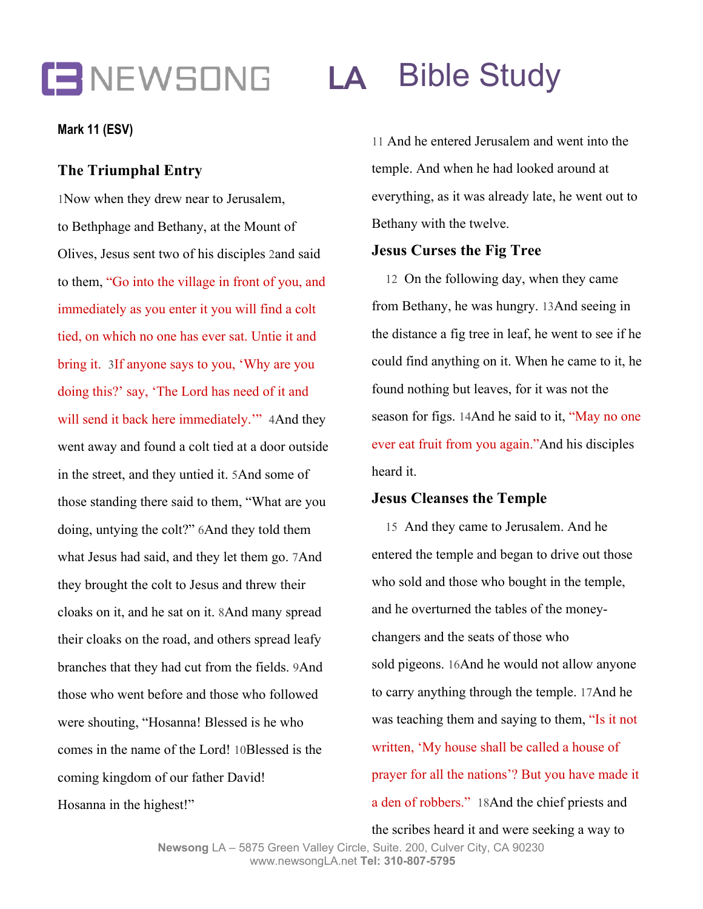# NEWSONG LA Bible Study

**Mark 11 (ESV)**

### The Triumphal Entry

1Now when they drew near to Jerusalem, to Bethphage and Bethany, at the Mount of Olives, Jesus sent two of his disciples 2and said to them, "Go into the village in front of you, and immediately as you enter it you will find a colt tied, on which no one has ever sat. Untie it and bring it. 3If anyone says to you, 'Why are you doing this?' say, 'The Lord has need of it and will send it back here immediately.'" 4And they went away and found a colt tied at a door outside in the street, and they untied it. 5And some of those standing there said to them, "What are you doing, untying the colt?" 6And they told them what Jesus had said, and they let them go. 7And they brought the colt to Jesus and threw their cloaks on it, and he sat on it. 8And many spread their cloaks on the road, and others spread leafy branches that they had cut from the fields. 9And those who went before and those who followed were shouting, "Hosanna! Blessed is he who comes in the name of the Lord! 10Blessed is the coming kingdom of our father David! Hosanna in the highest!"

11 And he entered Jerusalem and went into the temple. And when he had looked around at everything, as it was already late, he went out to Bethany with the twelve.

### Jesus Curses the Fig Tree

12 On the following day, when they came from Bethany, he was hungry. 13And seeing in the distance a fig tree in leaf, he went to see if he could find anything on it. When he came to it, he found nothing but leaves, for it was not the season for figs. 14And he said to it, "May no one ever eat fruit from you again."And his disciples heard it.

### Jesus Cleanses the Temple

15 And they came to Jerusalem. And he entered the temple and began to drive out those who sold and those who bought in the temple, and he overturned the tables of the money-changers and the seats of those who sold pigeons. 16And he would not allow anyone to carry anything through the temple. 17And he was teaching them and saying to them, "Is it not written, 'My house shall be called a house of prayer for all the nations'? But you have made it a den of robbers." 18And the chief priests and the scribes heard it and were seeking a way to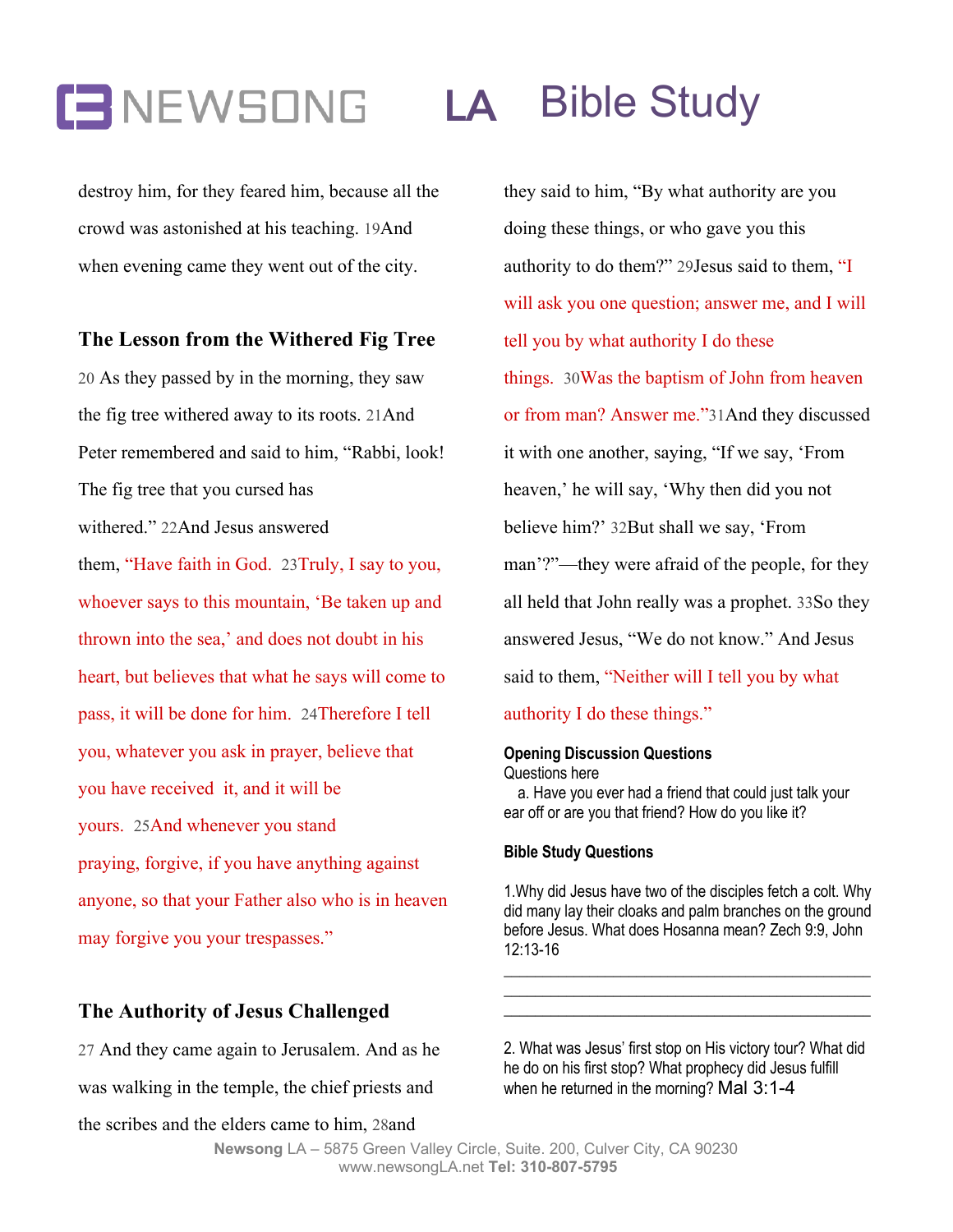destroy him, for they feared him, because all the crowd was astonished at his teaching. 19And when evening came they went out of the city.

### The Lesson from the Withered Fig Tree

20 As they passed by in the morning, they saw the fig tree withered away to its roots. 21And Peter remembered and said to him, “Rabbi, look! The fig tree that you cursed has withered.” 22And Jesus answered them, “Have faith in God. 23Truly, I say to you, whoever says to this mountain, ‘Be taken up and thrown into the sea,’ and does not doubt in his heart, but believes that what he says will come to pass, it will be done for him. 24Therefore I tell you, whatever you ask in prayer, believe that you have received it, and it will be yours. 25And whenever you stand praying, forgive, if you have anything against anyone, so that your Father also who is in heaven may forgive you your trespasses.”

### The Authority of Jesus Challenged

27 And they came again to Jerusalem. And as he was walking in the temple, the chief priests and the scribes and the elders came to him, 28and they said to him, “By what authority are you doing these things, or who gave you this authority to do them?” 29Jesus said to them, “I will ask you one question; answer me, and I will tell you by what authority I do these things. 30Was the baptism of John from heaven or from man? Answer me.”31And they discussed it with one another, saying, “If we say, ‘From heaven,’ he will say, ‘Why then did you not believe him?’ 32But shall we say, ‘From man’?”—they were afraid of the people, for they all held that John really was a prophet. 33So they answered Jesus, “We do not know.” And Jesus said to them, “Neither will I tell you by what authority I do these things.”

**Opening Discussion Questions**

Questions here

a. Have you ever had a friend that could just talk your ear off or are you that friend? How do you like it?

**Bible Study Questions**

1.Why did Jesus have two of the disciples fetch a colt. Why did many lay their cloaks and palm branches on the ground before Jesus. What does Hosanna mean? Zech 9:9, John 12:13-16

______________________________________________
______________________________________________
______________________________________________

2. What was Jesus’ first stop on His victory tour? What did he do on his first stop? What prophecy did Jesus fulfill when he returned in the morning? Mal 3:1-4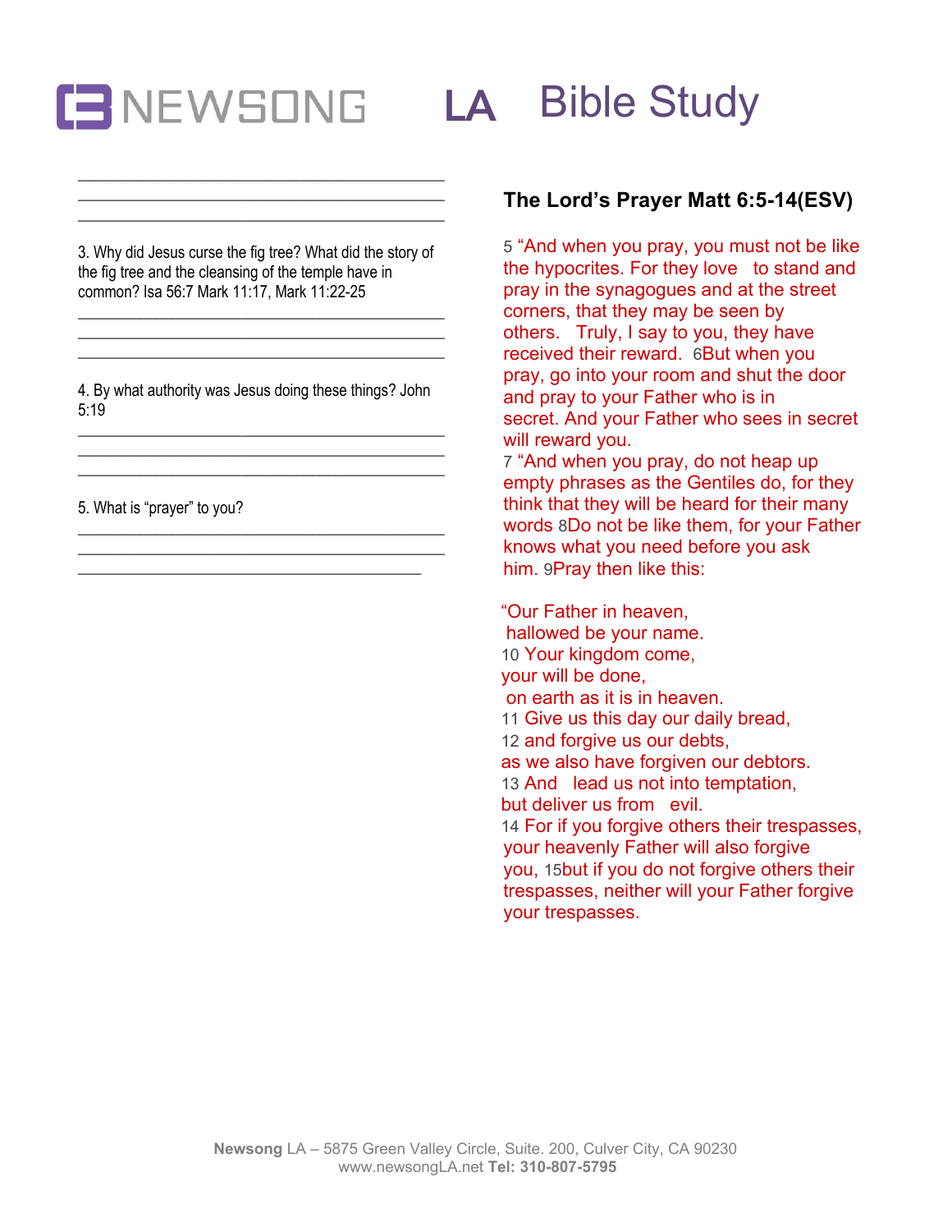# NEWSONG LA Bible Study

___________________________________________
___________________________________________
___________________________________________

3. Why did Jesus curse the fig tree? What did the story of the fig tree and the cleansing of the temple have in common? Isa 56:7 Mark 11:17, Mark 11:22-25

___________________________________________
___________________________________________
___________________________________________

4. By what authority was Jesus doing these things? John 5:19

___________________________________________
___________________________________________
___________________________________________

5. What is "prayer" to you?

___________________________________________
___________________________________________
___________________________________________

## The Lord's Prayer Matt 6:5-14(ESV)

5 "And when you pray, you must not be like the hypocrites. For they love to stand and pray in the synagogues and at the street corners, that they may be seen by others. Truly, I say to you, they have received their reward. 6But when you pray, go into your room and shut the door and pray to your Father who is in secret. And your Father who sees in secret will reward you.
7 "And when you pray, do not heap up empty phrases as the Gentiles do, for they think that they will be heard for their many words 8Do not be like them, for your Father knows what you need before you ask him. 9Pray then like this:

"Our Father in heaven,
hallowed be your name.
10 Your kingdom come,
your will be done,
on earth as it is in heaven.
11 Give us this day our daily bread,
12 and forgive us our debts,
as we also have forgiven our debtors.
13 And lead us not into temptation,
but deliver us from evil.
14 For if you forgive others their trespasses, your heavenly Father will also forgive you, 15but if you do not forgive others their trespasses, neither will your Father forgive your trespasses.

**Newsong** LA – 5875 Green Valley Circle, Suite. 200, Culver City, CA 90230
www.newsongLA.net **Tel: 310-807-5795**